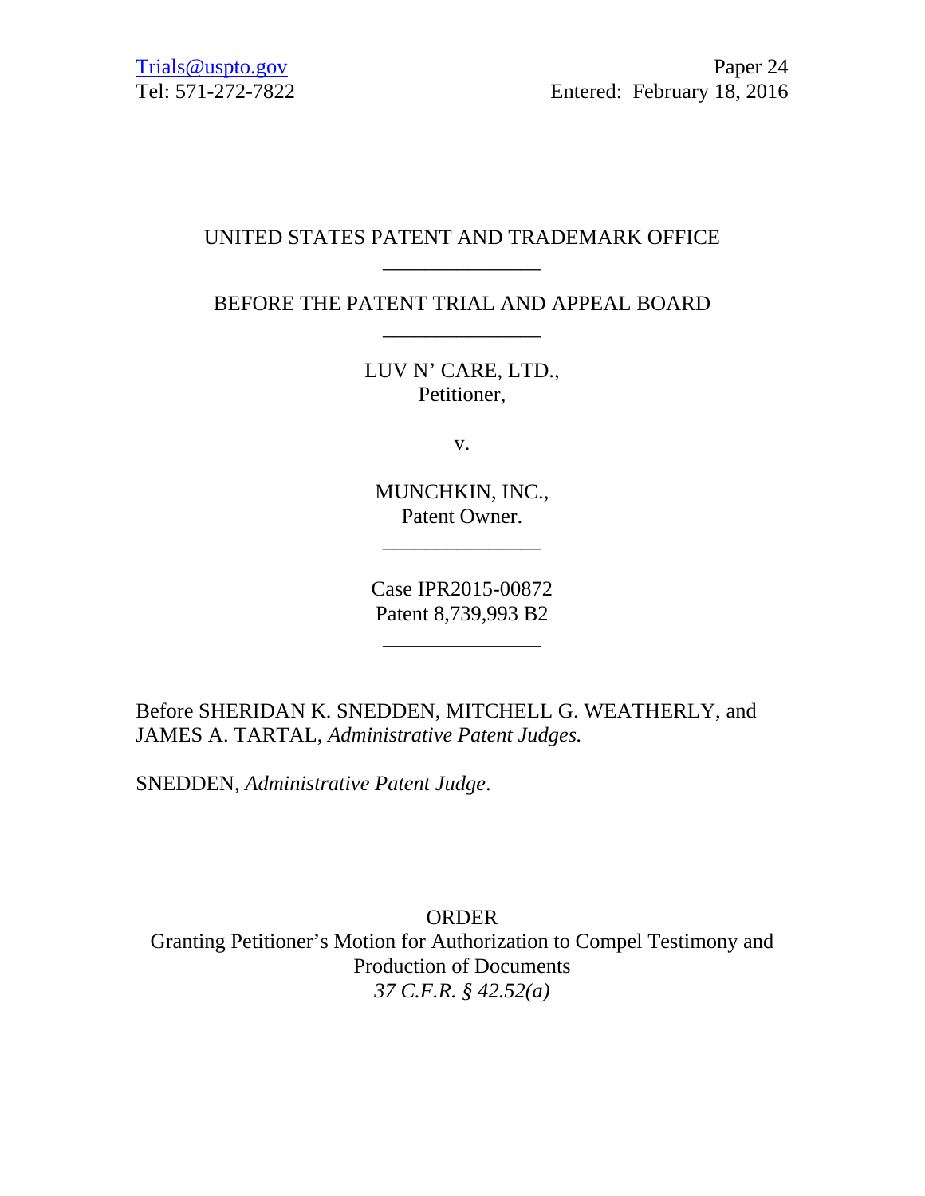Trials@uspto.gov
Tel: 571-272-7822

Paper 24
Entered: February 18, 2016

UNITED STATES PATENT AND TRADEMARK OFFICE

---

BEFORE THE PATENT TRIAL AND APPEAL BOARD

---

LUV N' CARE, LTD.,
Petitioner,

v.

MUNCHKIN, INC.,
Patent Owner.

---

Case IPR2015-00872
Patent 8,739,993 B2

---

Before SHERIDAN K. SNEDDEN, MITCHELL G. WEATHERLY, and JAMES A. TARTAL, *Administrative Patent Judges.*

SNEDDEN, *Administrative Patent Judge*.

ORDER
Granting Petitioner's Motion for Authorization to Compel Testimony and Production of Documents
*37 C.F.R. § 42.52(a)*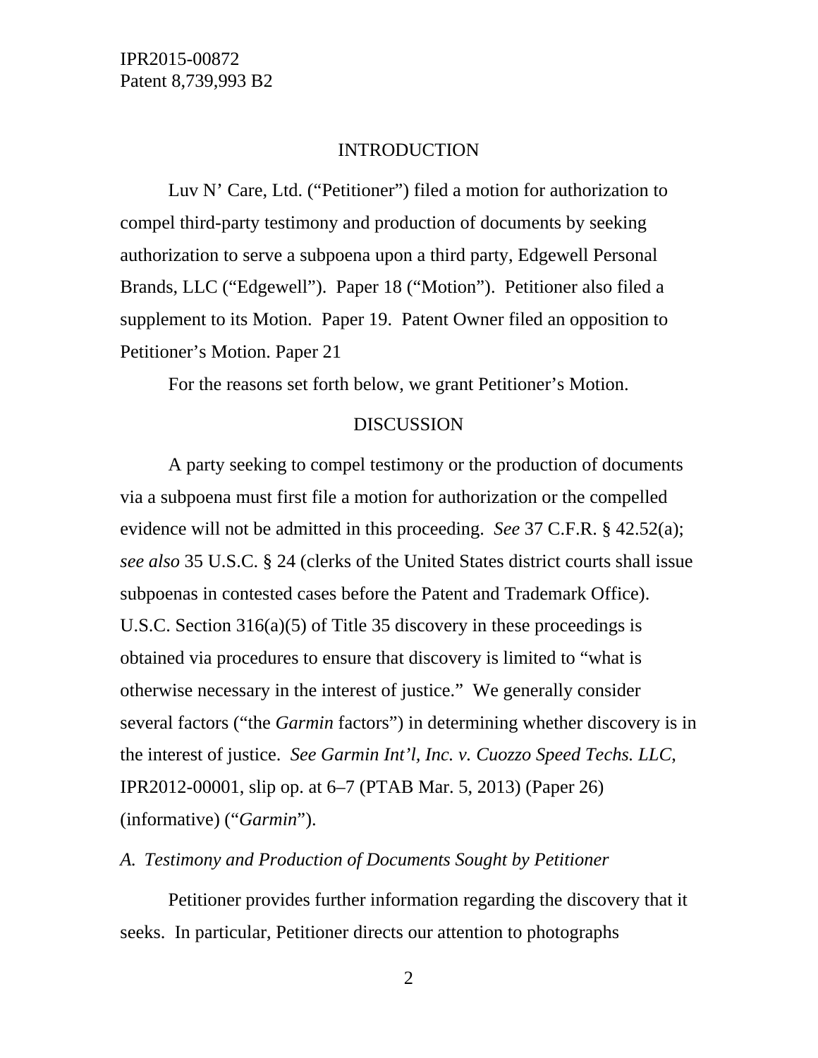## INTRODUCTION

Luv N' Care, Ltd. ("Petitioner") filed a motion for authorization to compel third-party testimony and production of documents by seeking authorization to serve a subpoena upon a third party, Edgewell Personal Brands, LLC ("Edgewell"). Paper 18 ("Motion"). Petitioner also filed a supplement to its Motion. Paper 19. Patent Owner filed an opposition to Petitioner's Motion. Paper 21

For the reasons set forth below, we grant Petitioner's Motion.

## DISCUSSION

A party seeking to compel testimony or the production of documents via a subpoena must first file a motion for authorization or the compelled evidence will not be admitted in this proceeding. *See* 37 C.F.R. § 42.52(a); *see also* 35 U.S.C. § 24 (clerks of the United States district courts shall issue subpoenas in contested cases before the Patent and Trademark Office). U.S.C. Section 316(a)(5) of Title 35 discovery in these proceedings is obtained via procedures to ensure that discovery is limited to "what is otherwise necessary in the interest of justice." We generally consider several factors ("the *Garmin* factors") in determining whether discovery is in the interest of justice. *See Garmin Int'l, Inc. v. Cuozzo Speed Techs. LLC*, IPR2012-00001, slip op. at 6–7 (PTAB Mar. 5, 2013) (Paper 26) (informative) ("*Garmin*").

### *A. Testimony and Production of Documents Sought by Petitioner*

Petitioner provides further information regarding the discovery that it seeks. In particular, Petitioner directs our attention to photographs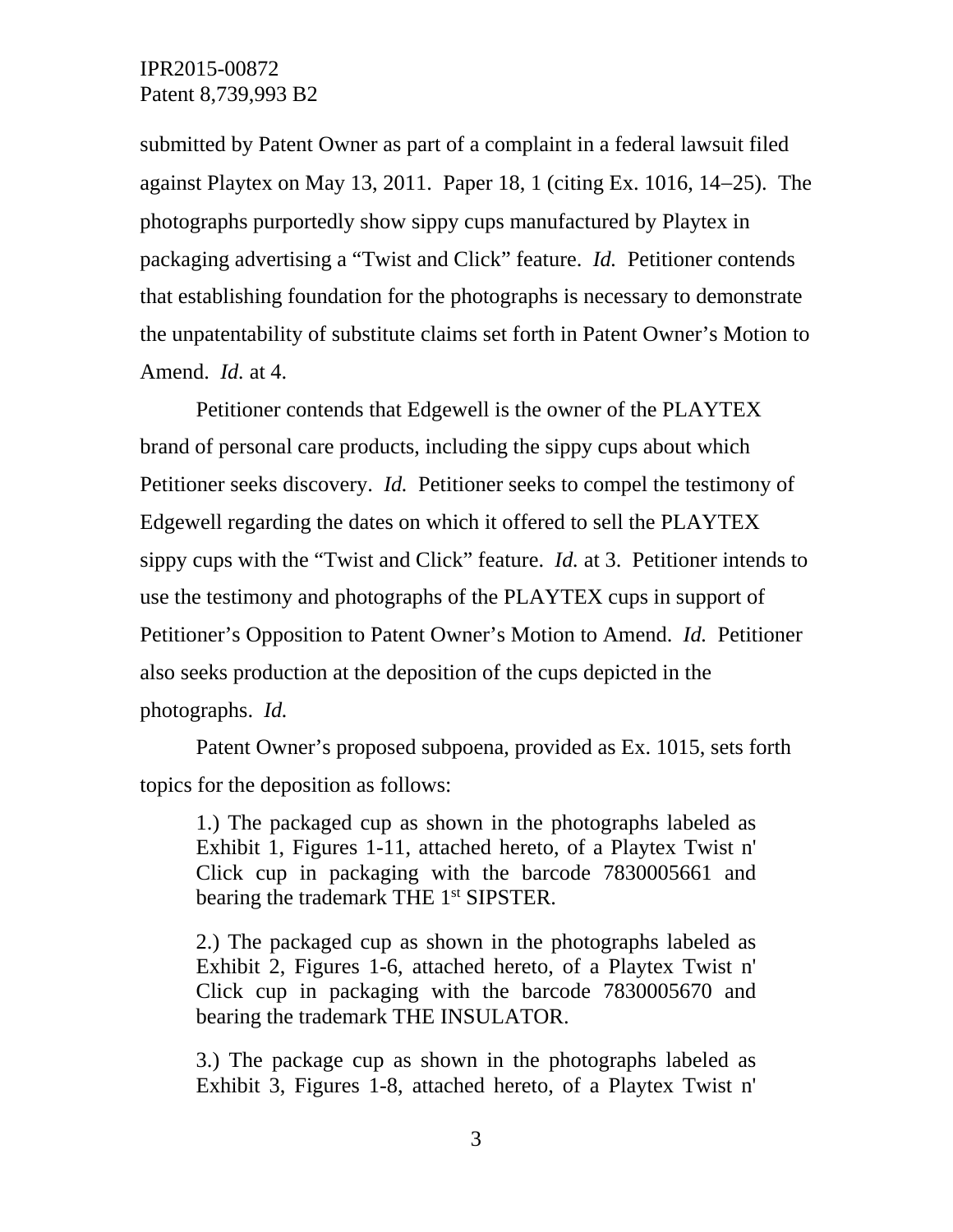submitted by Patent Owner as part of a complaint in a federal lawsuit filed against Playtex on May 13, 2011. Paper 18, 1 (citing Ex. 1016, 14–25). The photographs purportedly show sippy cups manufactured by Playtex in packaging advertising a "Twist and Click" feature. *Id.* Petitioner contends that establishing foundation for the photographs is necessary to demonstrate the unpatentability of substitute claims set forth in Patent Owner's Motion to Amend. *Id.* at 4.

Petitioner contends that Edgewell is the owner of the PLAYTEX brand of personal care products, including the sippy cups about which Petitioner seeks discovery. *Id.* Petitioner seeks to compel the testimony of Edgewell regarding the dates on which it offered to sell the PLAYTEX sippy cups with the "Twist and Click" feature. *Id.* at 3. Petitioner intends to use the testimony and photographs of the PLAYTEX cups in support of Petitioner's Opposition to Patent Owner's Motion to Amend. *Id.* Petitioner also seeks production at the deposition of the cups depicted in the photographs. *Id.*

Patent Owner's proposed subpoena, provided as Ex. 1015, sets forth topics for the deposition as follows:

> 1.) The packaged cup as shown in the photographs labeled as Exhibit 1, Figures 1-11, attached hereto, of a Playtex Twist n' Click cup in packaging with the barcode 7830005661 and bearing the trademark THE 1st SIPSTER.
>
> 2.) The packaged cup as shown in the photographs labeled as Exhibit 2, Figures 1-6, attached hereto, of a Playtex Twist n' Click cup in packaging with the barcode 7830005670 and bearing the trademark THE INSULATOR.
>
> 3.) The package cup as shown in the photographs labeled as Exhibit 3, Figures 1-8, attached hereto, of a Playtex Twist n'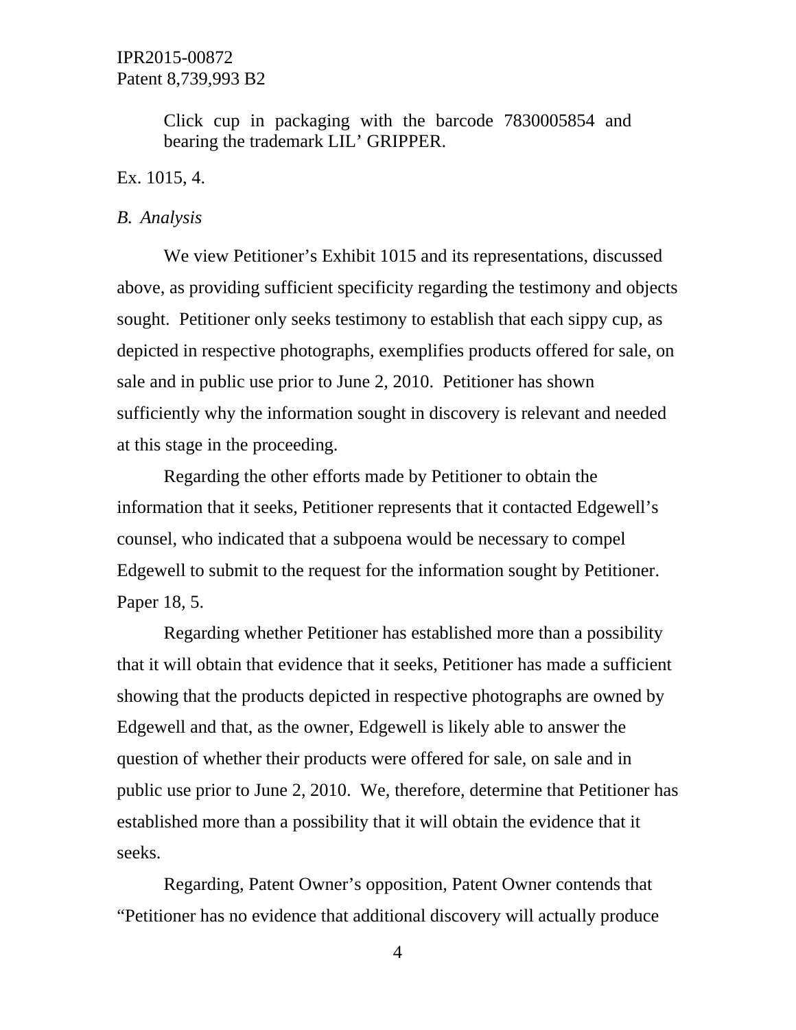> Click cup in packaging with the barcode 7830005854 and bearing the trademark LIL' GRIPPER.

Ex. 1015, 4.

*B. Analysis*

We view Petitioner's Exhibit 1015 and its representations, discussed above, as providing sufficient specificity regarding the testimony and objects sought. Petitioner only seeks testimony to establish that each sippy cup, as depicted in respective photographs, exemplifies products offered for sale, on sale and in public use prior to June 2, 2010. Petitioner has shown sufficiently why the information sought in discovery is relevant and needed at this stage in the proceeding.

Regarding the other efforts made by Petitioner to obtain the information that it seeks, Petitioner represents that it contacted Edgewell's counsel, who indicated that a subpoena would be necessary to compel Edgewell to submit to the request for the information sought by Petitioner. Paper 18, 5.

Regarding whether Petitioner has established more than a possibility that it will obtain that evidence that it seeks, Petitioner has made a sufficient showing that the products depicted in respective photographs are owned by Edgewell and that, as the owner, Edgewell is likely able to answer the question of whether their products were offered for sale, on sale and in public use prior to June 2, 2010. We, therefore, determine that Petitioner has established more than a possibility that it will obtain the evidence that it seeks.

Regarding, Patent Owner's opposition, Patent Owner contends that "Petitioner has no evidence that additional discovery will actually produce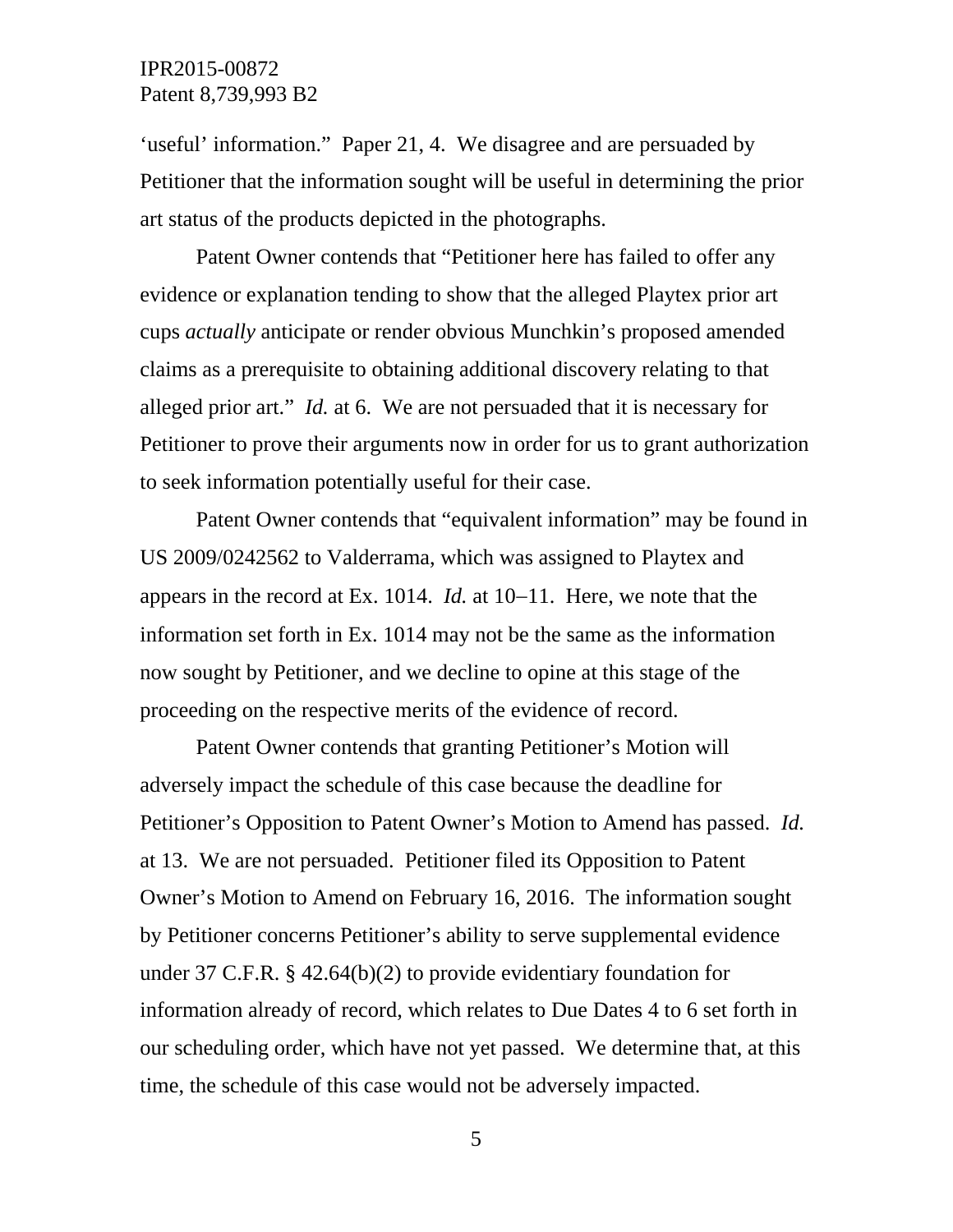'useful' information." Paper 21, 4. We disagree and are persuaded by Petitioner that the information sought will be useful in determining the prior art status of the products depicted in the photographs.

Patent Owner contends that "Petitioner here has failed to offer any evidence or explanation tending to show that the alleged Playtex prior art cups *actually* anticipate or render obvious Munchkin's proposed amended claims as a prerequisite to obtaining additional discovery relating to that alleged prior art." *Id.* at 6. We are not persuaded that it is necessary for Petitioner to prove their arguments now in order for us to grant authorization to seek information potentially useful for their case.

Patent Owner contends that "equivalent information" may be found in US 2009/0242562 to Valderrama, which was assigned to Playtex and appears in the record at Ex. 1014. *Id.* at 10–11. Here, we note that the information set forth in Ex. 1014 may not be the same as the information now sought by Petitioner, and we decline to opine at this stage of the proceeding on the respective merits of the evidence of record.

Patent Owner contends that granting Petitioner's Motion will adversely impact the schedule of this case because the deadline for Petitioner's Opposition to Patent Owner's Motion to Amend has passed. *Id.* at 13. We are not persuaded. Petitioner filed its Opposition to Patent Owner's Motion to Amend on February 16, 2016. The information sought by Petitioner concerns Petitioner's ability to serve supplemental evidence under 37 C.F.R. § 42.64(b)(2) to provide evidentiary foundation for information already of record, which relates to Due Dates 4 to 6 set forth in our scheduling order, which have not yet passed. We determine that, at this time, the schedule of this case would not be adversely impacted.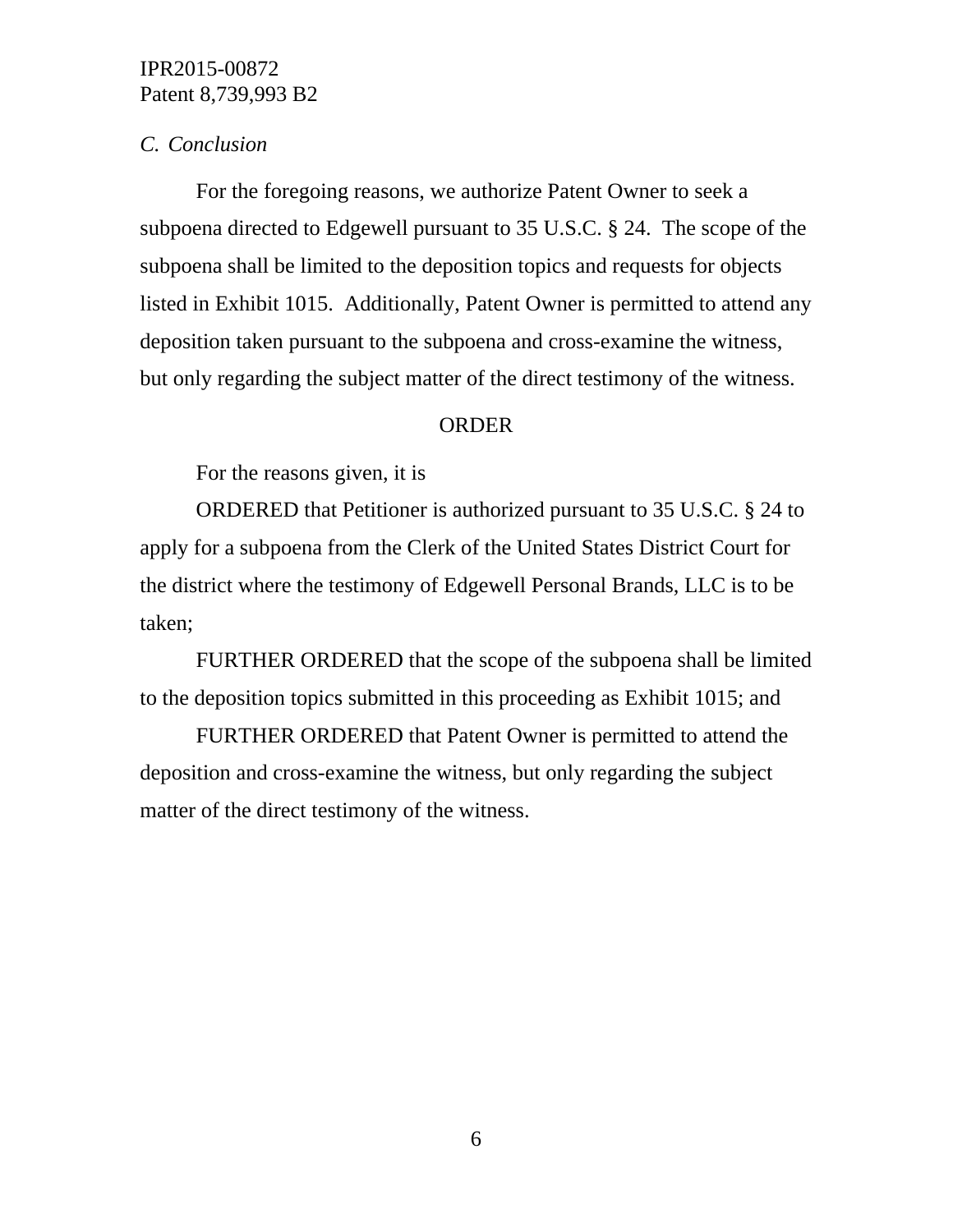### *C. Conclusion*

For the foregoing reasons, we authorize Patent Owner to seek a subpoena directed to Edgewell pursuant to 35 U.S.C. § 24. The scope of the subpoena shall be limited to the deposition topics and requests for objects listed in Exhibit 1015. Additionally, Patent Owner is permitted to attend any deposition taken pursuant to the subpoena and cross-examine the witness, but only regarding the subject matter of the direct testimony of the witness.

## ORDER

For the reasons given, it is

ORDERED that Petitioner is authorized pursuant to 35 U.S.C. § 24 to apply for a subpoena from the Clerk of the United States District Court for the district where the testimony of Edgewell Personal Brands, LLC is to be taken;

FURTHER ORDERED that the scope of the subpoena shall be limited to the deposition topics submitted in this proceeding as Exhibit 1015; and

FURTHER ORDERED that Patent Owner is permitted to attend the deposition and cross-examine the witness, but only regarding the subject matter of the direct testimony of the witness.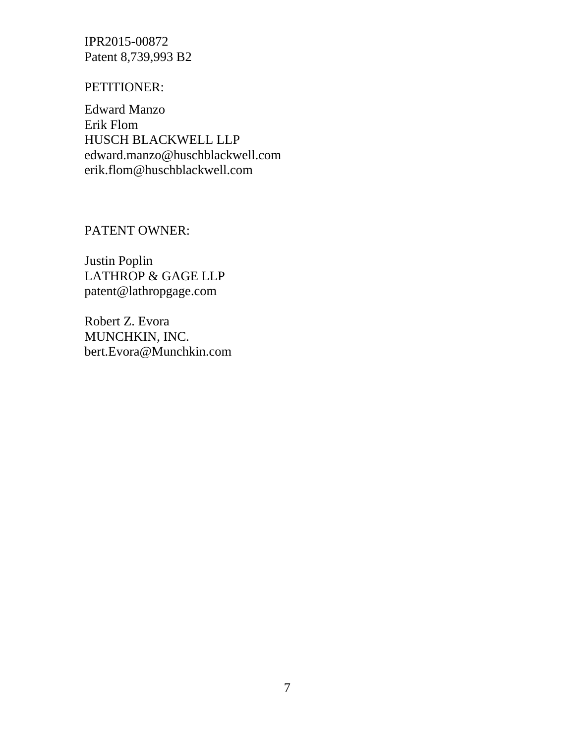IPR2015-00872
Patent 8,739,993 B2

PETITIONER:

Edward Manzo
Erik Flom
HUSCH BLACKWELL LLP
edward.manzo@huschblackwell.com
erik.flom@huschblackwell.com

PATENT OWNER:

Justin Poplin
LATHROP & GAGE LLP
patent@lathropgage.com

Robert Z. Evora
MUNCHKIN, INC.
bert.Evora@Munchkin.com